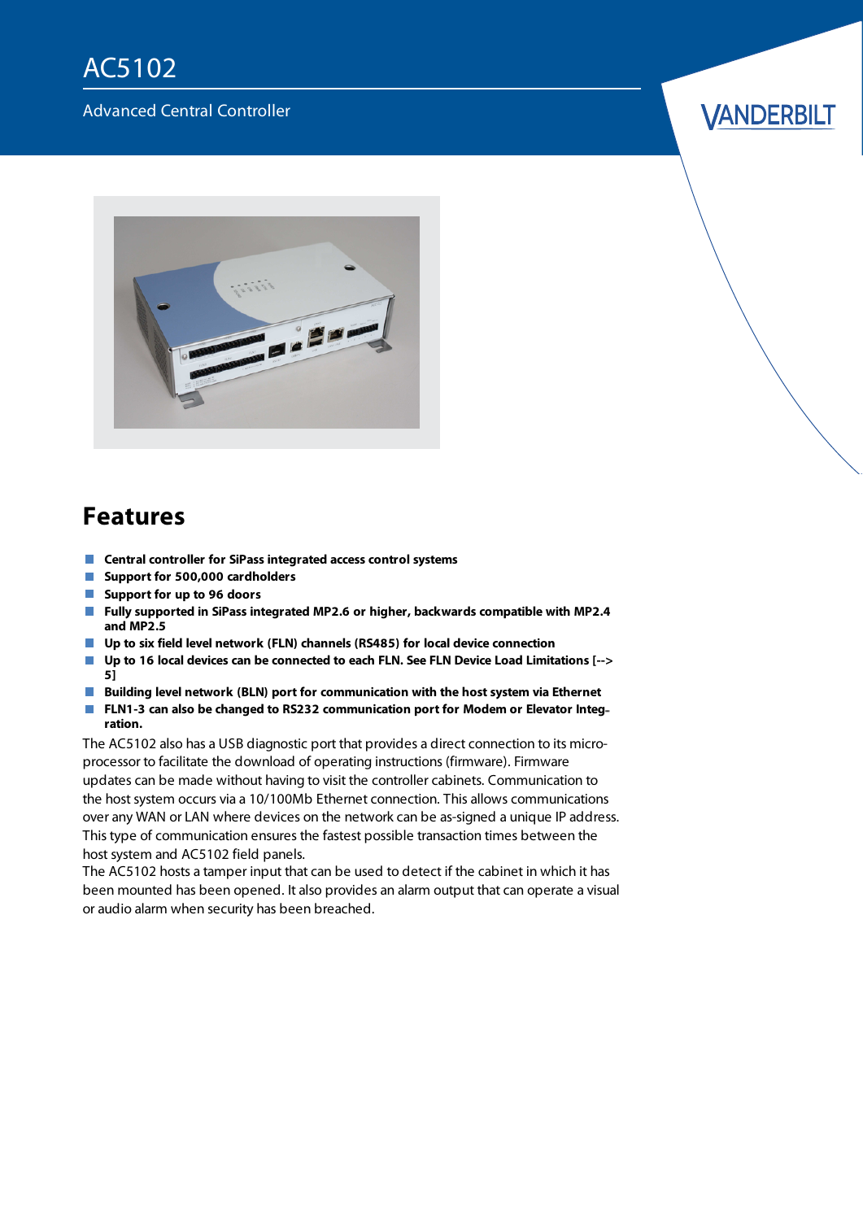# AC5102

Advanced Central Controller

VANDERBILT

## Features

- **Central controller for SiPass integrated access control systems**
- **Support for 500,000 cardholders**
- **Support for up to 96 doors**
- **Fully supported in SiPass integrated MP2.6 or higher, backwards compatible with MP2.4 and MP2.5**
- **Up to six field level network (FLN) channels (RS485) for local device connection**
- **Up to 16 local devices can be connected to each FLN. See FLN Device Load Limitations [--> 5]**
- **Building level network (BLN) port for communication with the host system via Ethernet**
- **FLN1-3 can also be changed to RS232 communication port for Modem or Elevator Integration.**

The AC5102 also has a USB diagnostic port that provides a direct connection to its microprocessor to facilitate the download of operating instructions (firmware). Firmware updates can be made without having to visit the controller cabinets. Communication to the host system occurs via a 10/100Mb Ethernet connection. This allows communications over any WAN or LAN where devices on the network can be as-signed a unique IP address. This type of communication ensures the fastest possible transaction times between the host system and AC5102 field panels.

The AC5102 hosts a tamper input that can be used to detect if the cabinet in which it has been mounted has been opened. It also provides an alarm output that can operate a visual or audio alarm when security has been breached.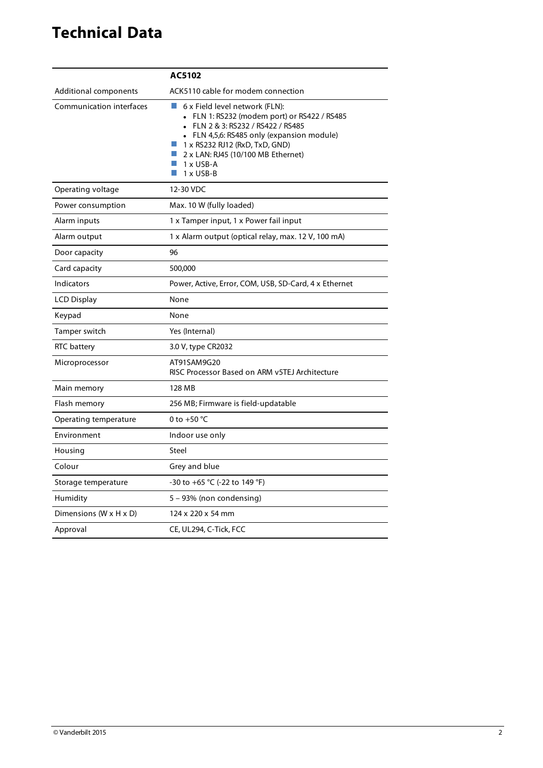# Technical Data

| | AC5102 |
|---|---|
| Additional components | ACK5110 cable for modem connection |
| Communication interfaces | 6 x Field level network (FLN):<br>• FLN 1: RS232 (modem port) or RS422 / RS485<br>• FLN 2 & 3: RS232 / RS422 / RS485<br>• FLN 4,5,6: RS485 only (expansion module)<br>1 x RS232 RJ12 (RxD, TxD, GND)<br>2 x LAN: RJ45 (10/100 MB Ethernet)<br>1 x USB-A<br>1 x USB-B |
| Operating voltage | 12-30 VDC |
| Power consumption | Max. 10 W (fully loaded) |
| Alarm inputs | 1 x Tamper input, 1 x Power fail input |
| Alarm output | 1 x Alarm output (optical relay, max. 12 V, 100 mA) |
| Door capacity | 96 |
| Card capacity | 500,000 |
| Indicators | Power, Active, Error, COM, USB, SD-Card, 4 x Ethernet |
| LCD Display | None |
| Keypad | None |
| Tamper switch | Yes (Internal) |
| RTC battery | 3.0 V, type CR2032 |
| Microprocessor | AT91SAM9G20<br>RISC Processor Based on ARM v5TEJ Architecture |
| Main memory | 128 MB |
| Flash memory | 256 MB; Firmware is field-updatable |
| Operating temperature | 0 to +50 °C |
| Environment | Indoor use only |
| Housing | Steel |
| Colour | Grey and blue |
| Storage temperature | -30 to +65 °C (-22 to 149 °F) |
| Humidity | 5 – 93% (non condensing) |
| Dimensions (W x H x D) | 124 x 220 x 54 mm |
| Approval | CE, UL294, C-Tick, FCC |

© Vanderbilt 2015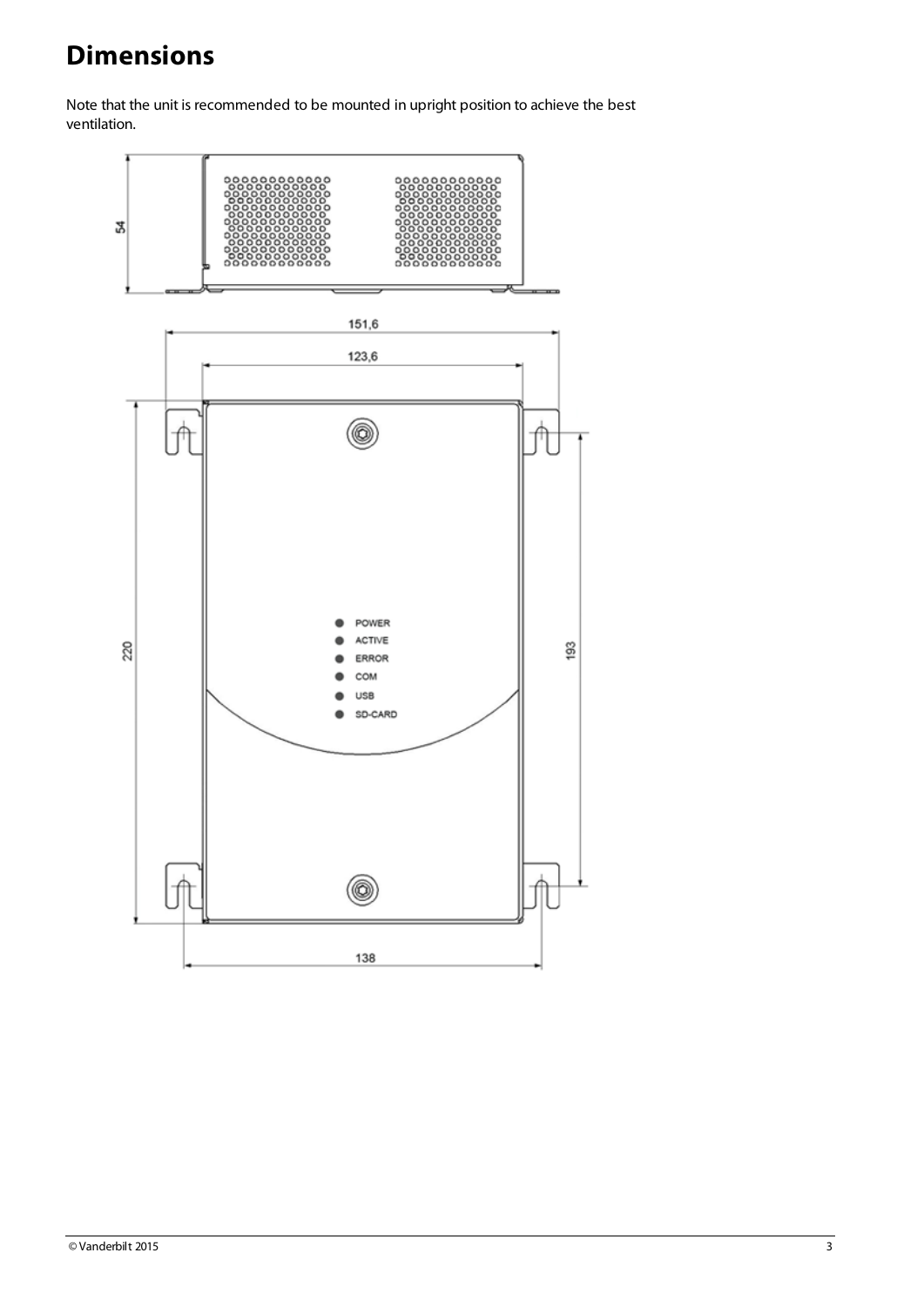# Dimensions

Note that the unit is recommended to be mounted in upright position to achieve the best ventilation.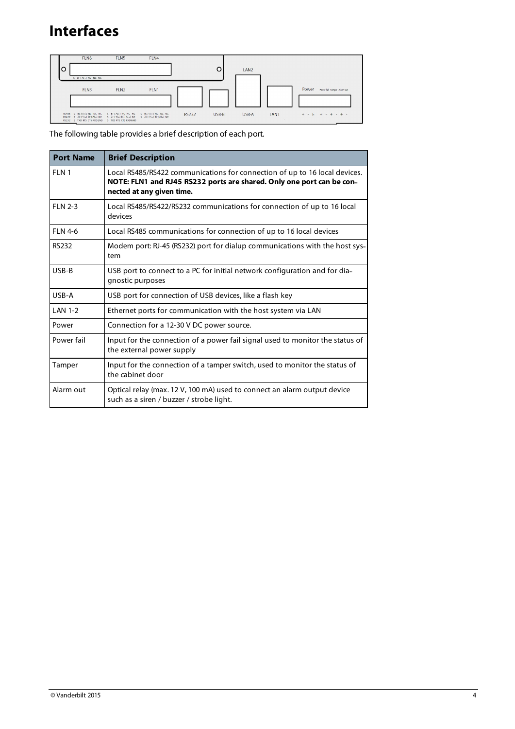# Interfaces

The following table provides a brief description of each port.

| Port Name | Brief Description |
|---|---|
| FLN 1 | Local RS485/RS422 communications for connection of up to 16 local devices. **NOTE: FLN1 and RJ45 RS232 ports are shared. Only one port can be connected at any given time.** |
| FLN 2-3 | Local RS485/RS422/RS232 communications for connection of up to 16 local devices |
| FLN 4-6 | Local RS485 communications for connection of up to 16 local devices |
| RS232 | Modem port: RJ-45 (RS232) port for dialup communications with the host system |
| USB-B | USB port to connect to a PC for initial network configuration and for diagnostic purposes |
| USB-A | USB port for connection of USB devices, like a flash key |
| LAN 1-2 | Ethernet ports for communication with the host system via LAN |
| Power | Connection for a 12-30 V DC power source. |
| Power fail | Input for the connection of a power fail signal used to monitor the status of the external power supply |
| Tamper | Input for the connection of a tamper switch, used to monitor the status of the cabinet door |
| Alarm out | Optical relay (max. 12 V, 100 mA) used to connect an alarm output device such as a siren / buzzer / strobe light. |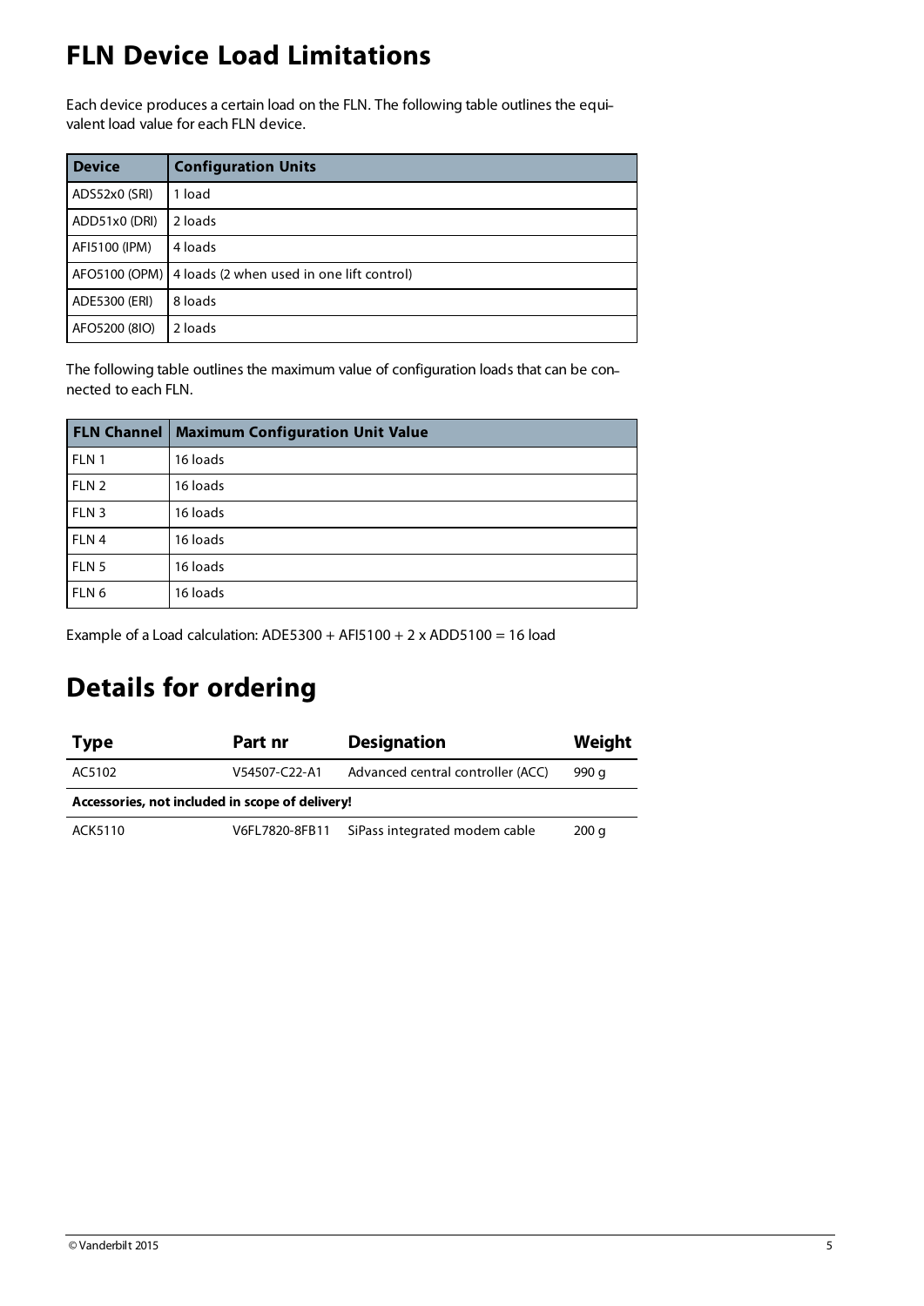# FLN Device Load Limitations

Each device produces a certain load on the FLN. The following table outlines the equivalent load value for each FLN device.

| Device | Configuration Units |
| --- | --- |
| ADS52x0 (SRI) | 1 load |
| ADD51x0 (DRI) | 2 loads |
| AFI5100 (IPM) | 4 loads |
| AFO5100 (OPM) | 4 loads (2 when used in one lift control) |
| ADE5300 (ERI) | 8 loads |
| AFO5200 (8IO) | 2 loads |

The following table outlines the maximum value of configuration loads that can be connected to each FLN.

| FLN Channel | Maximum Configuration Unit Value |
| --- | --- |
| FLN 1 | 16 loads |
| FLN 2 | 16 loads |
| FLN 3 | 16 loads |
| FLN 4 | 16 loads |
| FLN 5 | 16 loads |
| FLN 6 | 16 loads |

Example of a Load calculation: ADE5300 + AFI5100 + 2 x ADD5100 = 16 load

# Details for ordering

| Type | Part nr | Designation | Weight |
| --- | --- | --- | --- |
| AC5102 | V54507-C22-A1 | Advanced central controller (ACC) | 990 g |
| **Accessories, not included in scope of delivery!** | | | |
| ACK5110 | V6FL7820-8FB11 | SiPass integrated modem cable | 200 g |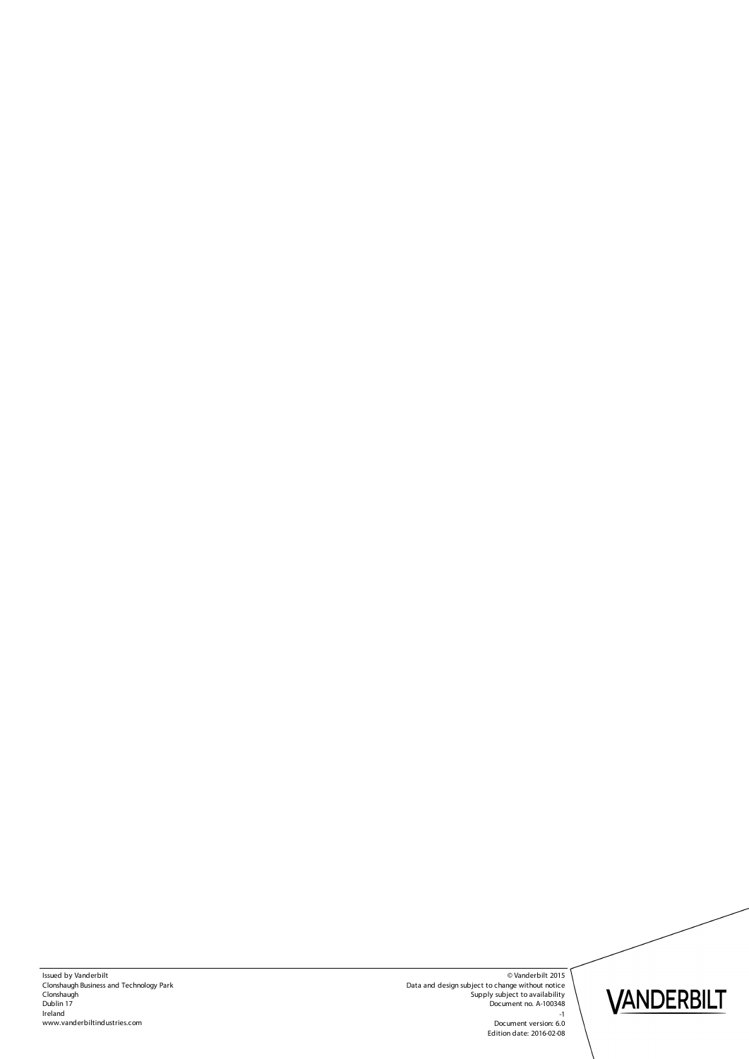Issued by Vanderbilt
Clonshaugh Business and Technology Park
Clonshaugh
Dublin 17
Ireland
www.vanderbiltindustries.com

© Vanderbilt 2015
Data and design subject to change without notice
Supply subject to availability
Document no. A-100348
-1
Document version: 6.0
Edition date: 2016-02-08

VANDERBILT